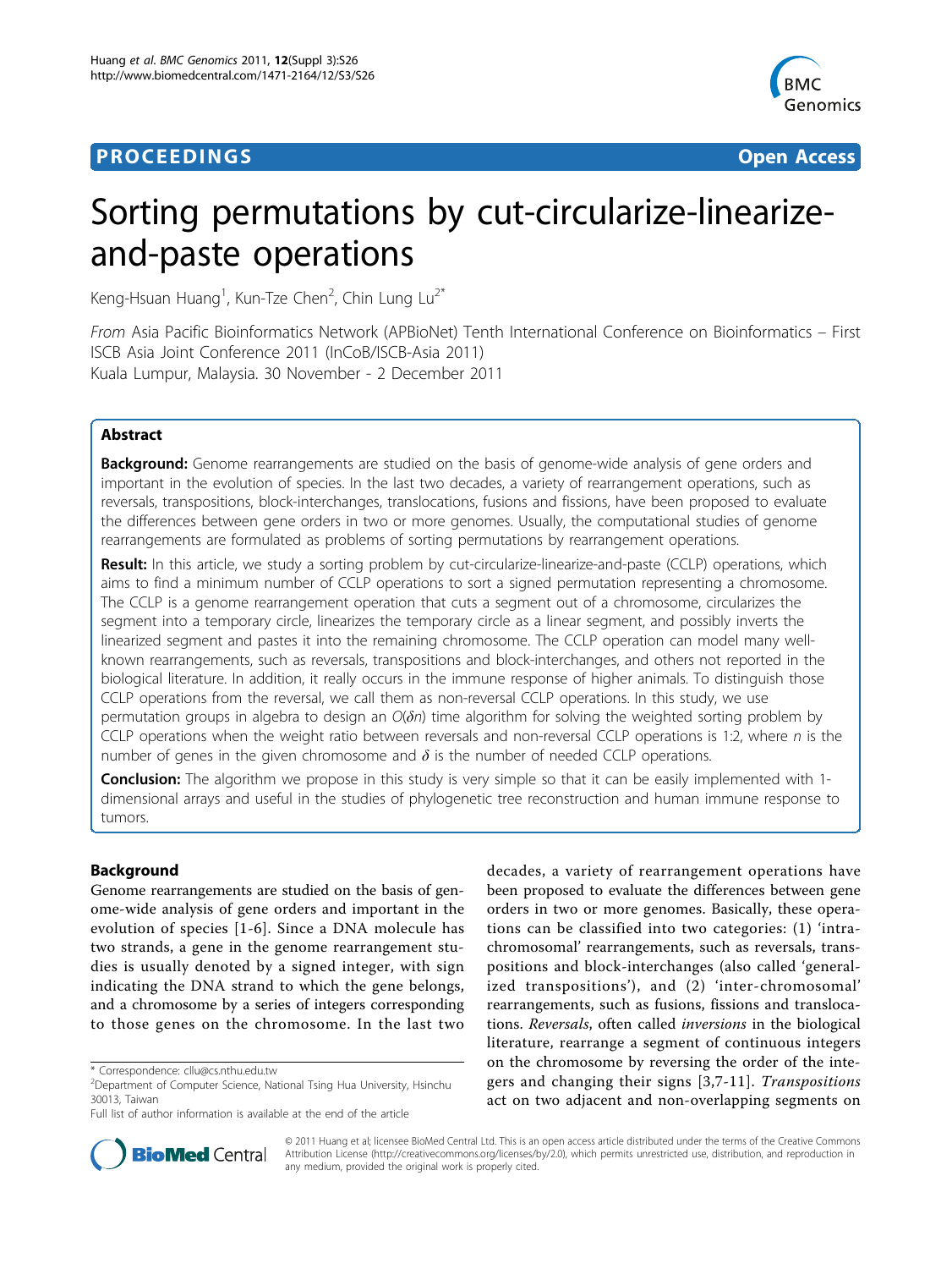# Sorting permutations by cut-circularize-linearize-and-paste operations

Keng-Hsuan Huang[1], Kun-Tze Chen[2], Chin Lung Lu[2*]

*From* Asia Pacific Bioinformatics Network (APBioNet) Tenth International Conference on Bioinformatics – First ISCB Asia Joint Conference 2011 (InCoB/ISCB-Asia 2011)
Kuala Lumpur, Malaysia. 30 November - 2 December 2011

## Abstract

**Background:** Genome rearrangements are studied on the basis of genome-wide analysis of gene orders and important in the evolution of species. In the last two decades, a variety of rearrangement operations, such as reversals, transpositions, block-interchanges, translocations, fusions and fissions, have been proposed to evaluate the differences between gene orders in two or more genomes. Usually, the computational studies of genome rearrangements are formulated as problems of sorting permutations by rearrangement operations.

**Result:** In this article, we study a sorting problem by cut-circularize-linearize-and-paste (CCLP) operations, which aims to find a minimum number of CCLP operations to sort a signed permutation representing a chromosome. The CCLP is a genome rearrangement operation that cuts a segment out of a chromosome, circularizes the segment into a temporary circle, linearizes the temporary circle as a linear segment, and possibly inverts the linearized segment and pastes it into the remaining chromosome. The CCLP operation can model many well-known rearrangements, such as reversals, transpositions and block-interchanges, and others not reported in the biological literature. In addition, it really occurs in the immune response of higher animals. To distinguish those CCLP operations from the reversal, we call them as non-reversal CCLP operations. In this study, we use permutation groups in algebra to design an $O(\delta n)$ time algorithm for solving the weighted sorting problem by CCLP operations when the weight ratio between reversals and non-reversal CCLP operations is 1:2, where $n$ is the number of genes in the given chromosome and $\delta$ is the number of needed CCLP operations.

**Conclusion:** The algorithm we propose in this study is very simple so that it can be easily implemented with 1-dimensional arrays and useful in the studies of phylogenetic tree reconstruction and human immune response to tumors.

## Background

Genome rearrangements are studied on the basis of genome-wide analysis of gene orders and important in the evolution of species [1-6]. Since a DNA molecule has two strands, a gene in the genome rearrangement studies is usually denoted by a signed integer, with sign indicating the DNA strand to which the gene belongs, and a chromosome by a series of integers corresponding to those genes on the chromosome. In the last two decades, a variety of rearrangement operations have been proposed to evaluate the differences between gene orders in two or more genomes. Basically, these operations can be classified into two categories: (1) 'intra-chromosomal' rearrangements, such as reversals, transpositions and block-interchanges (also called 'generalized transpositions'), and (2) 'inter-chromosomal' rearrangements, such as fusions, fissions and translocations. *Reversals*, often called *inversions* in the biological literature, rearrange a segment of continuous integers on the chromosome by reversing the order of the integers and changing their signs [3,7-11]. *Transpositions* act on two adjacent and non-overlapping segments on

\* Correspondence: cllu@cs.nthu.edu.tw
[2]Department of Computer Science, National Tsing Hua University, Hsinchu 30013, Taiwan
Full list of author information is available at the end of the article

© 2011 Huang et al; licensee BioMed Central Ltd. This is an open access article distributed under the terms of the Creative Commons Attribution License (http://creativecommons.org/licenses/by/2.0), which permits unrestricted use, distribution, and reproduction in any medium, provided the original work is properly cited.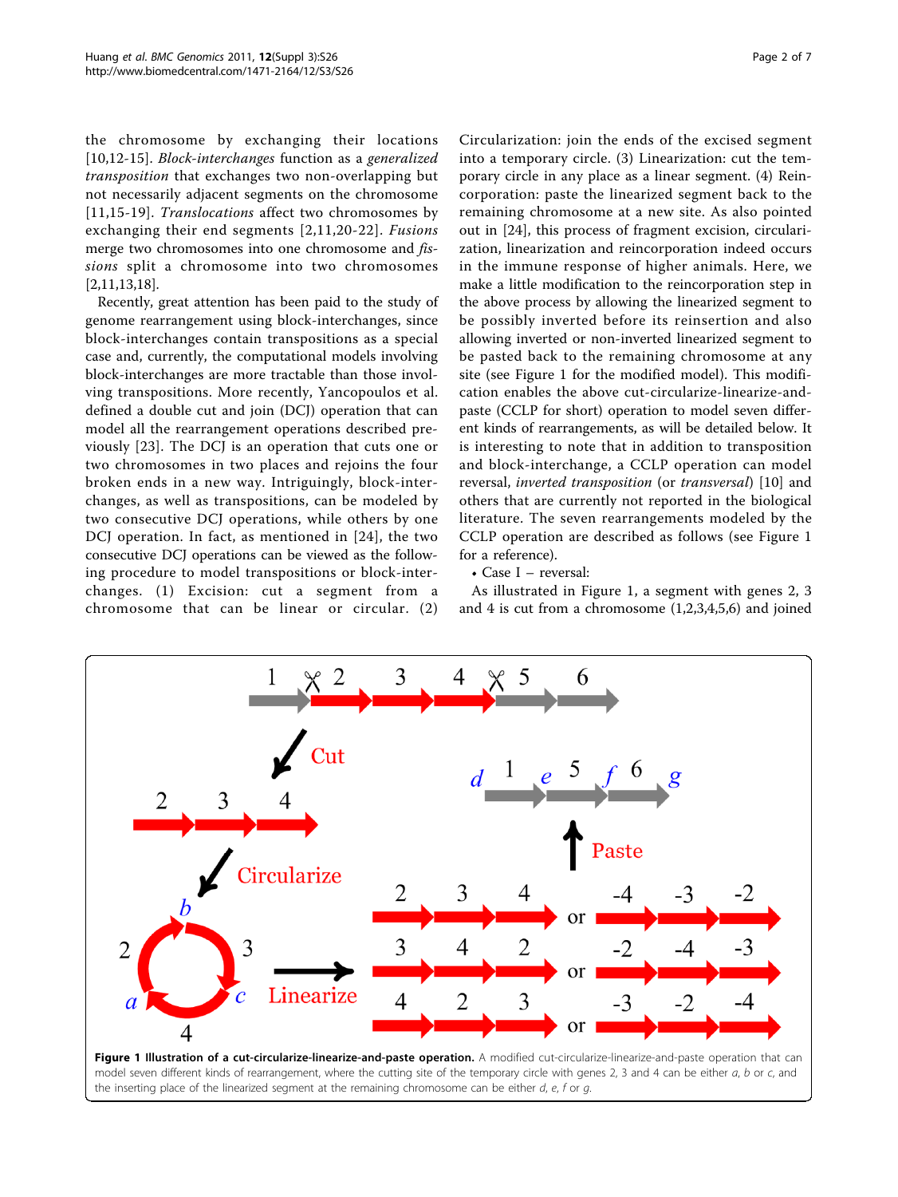the chromosome by exchanging their locations [10,12-15]. *Block-interchanges* function as a *generalized transposition* that exchanges two non-overlapping but not necessarily adjacent segments on the chromosome [11,15-19]. *Translocations* affect two chromosomes by exchanging their end segments [2,11,20-22]. *Fusions* merge two chromosomes into one chromosome and *fissions* split a chromosome into two chromosomes [2,11,13,18].

Recently, great attention has been paid to the study of genome rearrangement using block-interchanges, since block-interchanges contain transpositions as a special case and, currently, the computational models involving block-interchanges are more tractable than those involving transpositions. More recently, Yancopoulos et al. defined a double cut and join (DCJ) operation that can model all the rearrangement operations described previously [23]. The DCJ is an operation that cuts one or two chromosomes in two places and rejoins the four broken ends in a new way. Intriguingly, block-interchanges, as well as transpositions, can be modeled by two consecutive DCJ operations, while others by one DCJ operation. In fact, as mentioned in [24], the two consecutive DCJ operations can be viewed as the following procedure to model transpositions or block-interchanges. (1) Excision: cut a segment from a chromosome that can be linear or circular. (2) Circularization: join the ends of the excised segment into a temporary circle. (3) Linearization: cut the temporary circle in any place as a linear segment. (4) Reincorporation: paste the linearized segment back to the remaining chromosome at a new site. As also pointed out in [24], this process of fragment excision, circularization, linearization and reincorporation indeed occurs in the immune response of higher animals. Here, we make a little modification to the reincorporation step in the above process by allowing the linearized segment to be possibly inverted before its reinsertion and also allowing inverted or non-inverted linearized segment to be pasted back to the remaining chromosome at any site (see Figure 1 for the modified model). This modification enables the above cut-circularize-linearize-and-paste (CCLP for short) operation to model seven different kinds of rearrangements, as will be detailed below. It is interesting to note that in addition to transposition and block-interchange, a CCLP operation can model reversal, *inverted transposition* (or *transversal*) [10] and others that are currently not reported in the biological literature. The seven rearrangements modeled by the CCLP operation are described as follows (see Figure 1 for a reference).

- Case I – reversal:

As illustrated in Figure 1, a segment with genes 2, 3 and 4 is cut from a chromosome (1,2,3,4,5,6) and joined

**Figure 1 Illustration of a cut-circularize-linearize-and-paste operation.** A modified cut-circularize-linearize-and-paste operation that can model seven different kinds of rearrangement, where the cutting site of the temporary circle with genes 2, 3 and 4 can be either *a*, *b* or *c*, and the inserting place of the linearized segment at the remaining chromosome can be either *d*, *e*, *f* or *g*.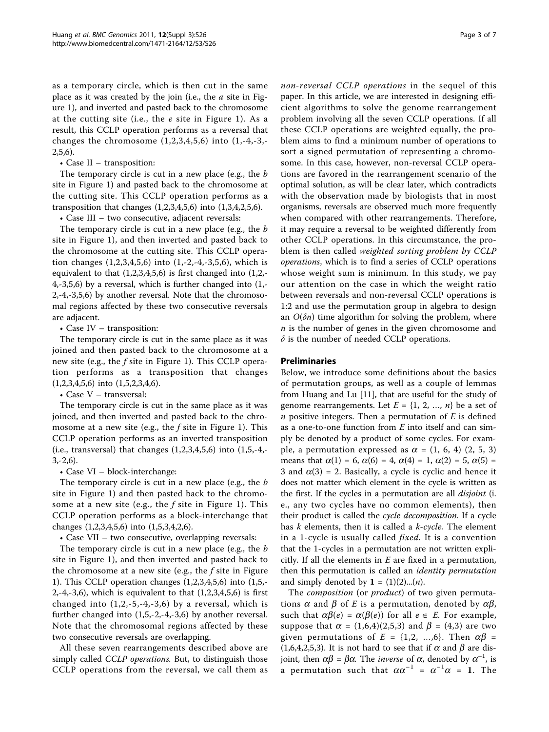as a temporary circle, which is then cut in the same place as it was created by the join (i.e., the *a* site in Figure 1), and inverted and pasted back to the chromosome at the cutting site (i.e., the *e* site in Figure 1). As a result, this CCLP operation performs as a reversal that changes the chromosome (1,2,3,4,5,6) into (1,-4,-3,-2,5,6).

- Case II – transposition:

The temporary circle is cut in a new place (e.g., the *b* site in Figure 1) and pasted back to the chromosome at the cutting site. This CCLP operation performs as a transposition that changes (1,2,3,4,5,6) into (1,3,4,2,5,6).

- Case III – two consecutive, adjacent reversals:

The temporary circle is cut in a new place (e.g., the *b* site in Figure 1), and then inverted and pasted back to the chromosome at the cutting site. This CCLP operation changes (1,2,3,4,5,6) into (1,-2,-4,-3,5,6), which is equivalent to that (1,2,3,4,5,6) is first changed into (1,2,-4,-3,5,6) by a reversal, which is further changed into (1,-2,-4,-3,5,6) by another reversal. Note that the chromosomal regions affected by these two consecutive reversals are adjacent.

- Case IV – transposition:

The temporary circle is cut in the same place as it was joined and then pasted back to the chromosome at a new site (e.g., the *f* site in Figure 1). This CCLP operation performs as a transposition that changes (1,2,3,4,5,6) into (1,5,2,3,4,6).

- Case V – transversal:

The temporary circle is cut in the same place as it was joined, and then inverted and pasted back to the chromosome at a new site (e.g., the *f* site in Figure 1). This CCLP operation performs as an inverted transposition (i.e., transversal) that changes (1,2,3,4,5,6) into (1,5,-4,-3,-2,6).

- Case VI – block-interchange:

The temporary circle is cut in a new place (e.g., the *b* site in Figure 1) and then pasted back to the chromosome at a new site (e.g., the *f* site in Figure 1). This CCLP operation performs as a block-interchange that changes (1,2,3,4,5,6) into (1,5,3,4,2,6).

- Case VII – two consecutive, overlapping reversals:

The temporary circle is cut in a new place (e.g., the *b* site in Figure 1), and then inverted and pasted back to the chromosome at a new site (e.g., the *f* site in Figure 1). This CCLP operation changes (1,2,3,4,5,6) into (1,5,-2,-4,-3,6), which is equivalent to that (1,2,3,4,5,6) is first changed into (1,2,-5,-4,-3,6) by a reversal, which is further changed into (1,5,-2,-4,-3,6) by another reversal. Note that the chromosomal regions affected by these two consecutive reversals are overlapping.

All these seven rearrangements described above are simply called *CCLP operations*. But, to distinguish those CCLP operations from the reversal, we call them as *non-reversal CCLP operations* in the sequel of this paper. In this article, we are interested in designing efficient algorithms to solve the genome rearrangement problem involving all the seven CCLP operations. If all these CCLP operations are weighted equally, the problem aims to find a minimum number of operations to sort a signed permutation of representing a chromosome. In this case, however, non-reversal CCLP operations are favored in the rearrangement scenario of the optimal solution, as will be clear later, which contradicts with the observation made by biologists that in most organisms, reversals are observed much more frequently when compared with other rearrangements. Therefore, it may require a reversal to be weighted differently from other CCLP operations. In this circumstance, the problem is then called *weighted sorting problem by CCLP operations*, which is to find a series of CCLP operations whose weight sum is minimum. In this study, we pay our attention on the case in which the weight ratio between reversals and non-reversal CCLP operations is 1:2 and use the permutation group in algebra to design an $O(\delta n)$ time algorithm for solving the problem, where $n$ is the number of genes in the given chromosome and $\delta$ is the number of needed CCLP operations.

## Preliminaries

Below, we introduce some definitions about the basics of permutation groups, as well as a couple of lemmas from Huang and Lu [11], that are useful for the study of genome rearrangements. Let $E = \{1, 2, \ldots, n\}$ be a set of $n$ positive integers. Then a permutation of $E$ is defined as a one-to-one function from $E$ into itself and can simply be denoted by a product of some cycles. For example, a permutation expressed as $\alpha = (1, 6, 4)\ (2, 5, 3)$ means that $\alpha(1) = 6$, $\alpha(6) = 4$, $\alpha(4) = 1$, $\alpha(2) = 5$, $\alpha(5) = 3$ and $\alpha(3) = 2$. Basically, a cycle is cyclic and hence it does not matter which element in the cycle is written as the first. If the cycles in a permutation are all *disjoint* (i.e., any two cycles have no common elements), then their product is called the *cycle decomposition*. If a cycle has $k$ elements, then it is called a $k$-*cycle*. The element in a 1-cycle is usually called *fixed*. It is a convention that the 1-cycles in a permutation are not written explicitly. If all the elements in $E$ are fixed in a permutation, then this permutation is called an *identity permutation* and simply denoted by $\mathbf{1} = (1)(2)...(n)$.

The *composition* (or *product*) of two given permutations $\alpha$ and $\beta$ of $E$ is a permutation, denoted by $\alpha\beta$, such that $\alpha\beta(e) = \alpha(\beta(e))$ for all $e \in E$. For example, suppose that $\alpha = (1,6,4)(2,5,3)$ and $\beta = (4,3)$ are two given permutations of $E = \{1,2, \ldots,6\}$. Then $\alpha\beta = (1,6,4,2,5,3)$. It is not hard to see that if $\alpha$ and $\beta$ are disjoint, then $\alpha\beta = \beta\alpha$. The *inverse* of $\alpha$, denoted by $\alpha^{-1}$, is a permutation such that $\alpha\alpha^{-1} = \alpha^{-1}\alpha = \mathbf{1}$. The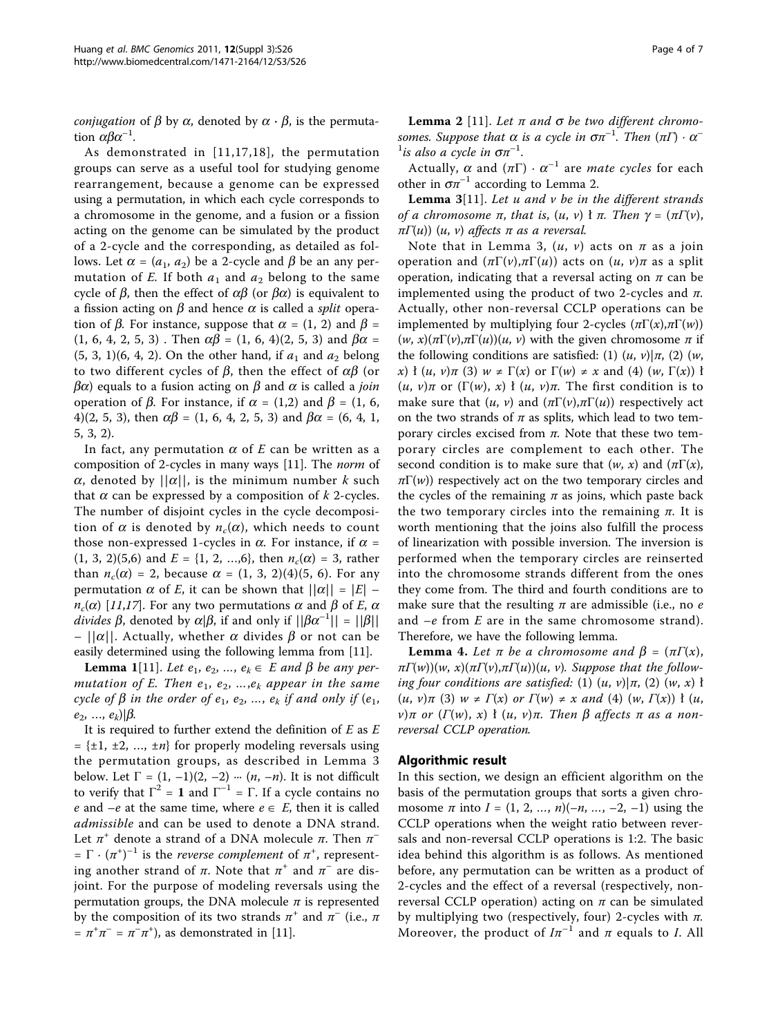*conjugation* of $\beta$ by $\alpha$, denoted by $\alpha \cdot \beta$, is the permutation $\alpha\beta\alpha^{-1}$.

As demonstrated in [11,17,18], the permutation groups can serve as a useful tool for studying genome rearrangement, because a genome can be expressed using a permutation, in which each cycle corresponds to a chromosome in the genome, and a fusion or a fission acting on the genome can be simulated by the product of a 2-cycle and the corresponding, as detailed as follows. Let $\alpha = (a_1, a_2)$ be a 2-cycle and $\beta$ be an any permutation of $E$. If both $a_1$ and $a_2$ belong to the same cycle of $\beta$, then the effect of $\alpha\beta$ (or $\beta\alpha$) is equivalent to a fission acting on $\beta$ and hence $\alpha$ is called a *split* operation of $\beta$. For instance, suppose that $\alpha = (1, 2)$ and $\beta = (1, 6, 4, 2, 5, 3)$ . Then $\alpha\beta = (1, 6, 4)(2, 5, 3)$ and $\beta\alpha = (5, 3, 1)(6, 4, 2)$. On the other hand, if $a_1$ and $a_2$ belong to two different cycles of $\beta$, then the effect of $\alpha\beta$ (or $\beta\alpha$) equals to a fusion acting on $\beta$ and $\alpha$ is called a *join* operation of $\beta$. For instance, if $\alpha = (1,2)$ and $\beta = (1, 6, 4)(2, 5, 3)$, then $\alpha\beta = (1, 6, 4, 2, 5, 3)$ and $\beta\alpha = (6, 4, 1, 5, 3, 2)$.

In fact, any permutation $\alpha$ of $E$ can be written as a composition of 2-cycles in many ways [11]. The *norm* of $\alpha$, denoted by $||\alpha||$, is the minimum number $k$ such that $\alpha$ can be expressed by a composition of $k$ 2-cycles. The number of disjoint cycles in the cycle decomposition of $\alpha$ is denoted by $n_c(\alpha)$, which needs to count those non-expressed 1-cycles in $\alpha$. For instance, if $\alpha = (1, 3, 2)(5,6)$ and $E = \{1, 2, \ldots,6\}$, then $n_c(\alpha) = 3$, rather than $n_c(\alpha) = 2$, because $\alpha = (1, 3, 2)(4)(5, 6)$. For any permutation $\alpha$ of $E$, it can be shown that $||\alpha|| = |E| - n_c(\alpha)$ [11,17]. For any two permutations $\alpha$ and $\beta$ of $E$, $\alpha$ *divides* $\beta$, denoted by $\alpha|\beta$, if and only if $||\beta\alpha^{-1}|| = ||\beta|| - ||\alpha||$. Actually, whether $\alpha$ divides $\beta$ or not can be easily determined using the following lemma from [11].

**Lemma 1**[11]. *Let $e_1, e_2, \ldots, e_k \in E$ and $\beta$ be any permutation of $E$. Then $e_1, e_2, \ldots, e_k$ appear in the same cycle of $\beta$ in the order of $e_1, e_2, \ldots, e_k$ if and only if $(e_1, e_2, \ldots, e_k)|\beta$.*

It is required to further extend the definition of $E$ as $E = \{\pm1, \pm2, \ldots, \pm n\}$ for properly modeling reversals using the permutation groups, as described in Lemma 3 below. Let $\Gamma = (1, -1)(2, -2) \cdots (n, -n)$. It is not difficult to verify that $\Gamma^2 = \mathbf{1}$ and $\Gamma^{-1} = \Gamma$. If a cycle contains no $e$ and $-e$ at the same time, where $e \in E$, then it is called *admissible* and can be used to denote a DNA strand. Let $\pi^+$ denote a strand of a DNA molecule $\pi$. Then $\pi^- = \Gamma \cdot (\pi^+)^{-1}$ is the *reverse complement* of $\pi^+$, representing another strand of $\pi$. Note that $\pi^+$ and $\pi^-$ are disjoint. For the purpose of modeling reversals using the permutation groups, the DNA molecule $\pi$ is represented by the composition of its two strands $\pi^+$ and $\pi^-$ (i.e., $\pi = \pi^+\pi^- = \pi^-\pi^+$), as demonstrated in [11].

**Lemma 2** [11]. *Let $\pi$ and $\sigma$ be two different chromosomes. Suppose that $\alpha$ is a cycle in $\sigma\pi^{-1}$. Then $(\pi\Gamma) \cdot \alpha^{-1}$ is also a cycle in $\sigma\pi^{-1}$.*

Actually, $\alpha$ and $(\pi\Gamma) \cdot \alpha^{-1}$ are *mate cycles* for each other in $\sigma\pi^{-1}$ according to Lemma 2.

**Lemma 3**[11]. *Let $u$ and $v$ be in the different strands of a chromosome $\pi$, that is, $(u, v) \nmid \pi$. Then $\gamma = (\pi\Gamma(v), \pi\Gamma(u))\,(u, v)$ affects $\pi$ as a reversal.*

Note that in Lemma 3, $(u, v)$ acts on $\pi$ as a join operation and $(\pi\Gamma(v),\pi\Gamma(u))$ acts on $(u, v)\pi$ as a split operation, indicating that a reversal acting on $\pi$ can be implemented using the product of two 2-cycles and $\pi$. Actually, other non-reversal CCLP operations can be implemented by multiplying four 2-cycles $(\pi\Gamma(x),\pi\Gamma(w))(w, x)(\pi\Gamma(v),\pi\Gamma(u))(u, v)$ with the given chromosome $\pi$ if the following conditions are satisfied: (1) $(u, v)|\pi$, (2) $(w, x) \nmid (u, v)\pi$ (3) $w \neq \Gamma(x)$ or $\Gamma(w) \neq x$ and (4) $(w, \Gamma(x)) \nmid (u, v)\pi$ or $(\Gamma(w), x) \nmid (u, v)\pi$. The first condition is to make sure that $(u, v)$ and $(\pi\Gamma(v),\pi\Gamma(u))$ respectively act on the two strands of $\pi$ as splits, which lead to two temporary circles excised from $\pi$. Note that these two temporary circles are complement to each other. The second condition is to make sure that $(w, x)$ and $(\pi\Gamma(x), \pi\Gamma(w))$ respectively act on the two temporary circles and the cycles of the remaining $\pi$ as joins, which paste back the two temporary circles into the remaining $\pi$. It is worth mentioning that the joins also fulfill the process of linearization with possible inversion. The inversion is performed when the temporary circles are reinserted into the chromosome strands different from the ones they come from. The third and fourth conditions are to make sure that the resulting $\pi$ are admissible (i.e., no $e$ and $-e$ from $E$ are in the same chromosome strand). Therefore, we have the following lemma.

**Lemma 4.** *Let $\pi$ be a chromosome and $\beta = (\pi\Gamma(x), \pi\Gamma(w))(w, x)(\pi\Gamma(v),\pi\Gamma(u))(u, v)$. Suppose that the following four conditions are satisfied: (1) $(u, v)|\pi$, (2) $(w, x) \nmid (u, v)\pi$ (3) $w \neq \Gamma(x)$ or $\Gamma(w) \neq x$ and (4) $(w, \Gamma(x)) \nmid (u, v)\pi$ or $(\Gamma(w), x) \nmid (u, v)\pi$. Then $\beta$ affects $\pi$ as a non-reversal CCLP operation.*

## Algorithmic result

In this section, we design an efficient algorithm on the basis of the permutation groups that sorts a given chromosome $\pi$ into $I = (1, 2, \ldots, n)(-n, \ldots, -2, -1)$ using the CCLP operations when the weight ratio between reversals and non-reversal CCLP operations is 1:2. The basic idea behind this algorithm is as follows. As mentioned before, any permutation can be written as a product of 2-cycles and the effect of a reversal (respectively, non-reversal CCLP operation) acting on $\pi$ can be simulated by multiplying two (respectively, four) 2-cycles with $\pi$. Moreover, the product of $I\pi^{-1}$ and $\pi$ equals to $I$. All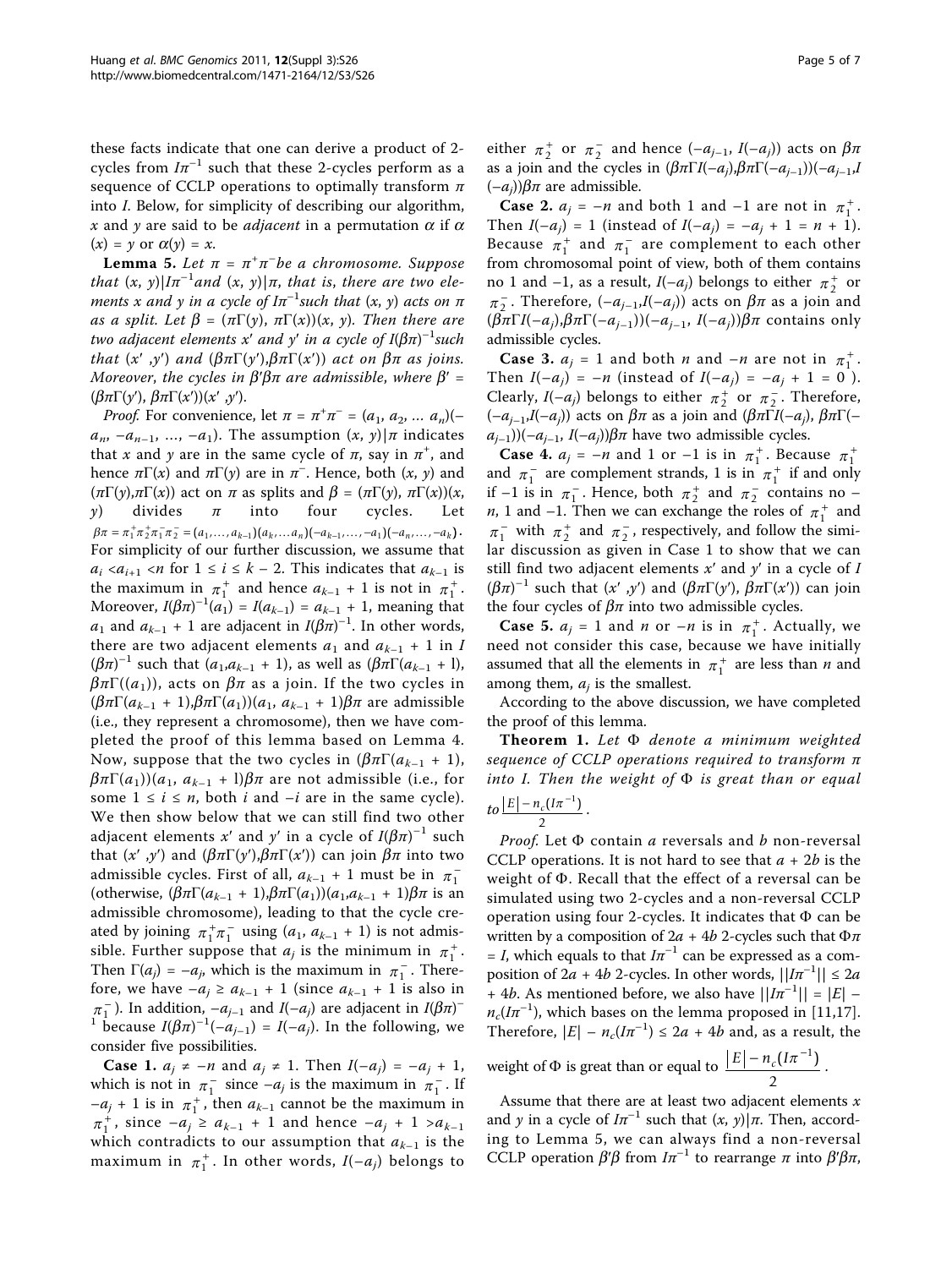these facts indicate that one can derive a product of 2-cycles from $I\pi^{-1}$ such that these 2-cycles perform as a sequence of CCLP operations to optimally transform $\pi$ into $I$. Below, for simplicity of describing our algorithm, $x$ and $y$ are said to be *adjacent* in a permutation $\alpha$ if $\alpha(x) = y$ or $\alpha(y) = x$.

**Lemma 5.** *Let $\pi = \pi^+\pi^-$ be a chromosome. Suppose that $(x, y)|I\pi^{-1}$ and $(x, y)|\pi$, that is, there are two elements $x$ and $y$ in a cycle of $I\pi^{-1}$ such that $(x, y)$ acts on $\pi$ as a split. Let $\beta = (\pi\Gamma(y), \pi\Gamma(x))(x, y)$. Then there are two adjacent elements $x'$ and $y'$ in a cycle of $I(\beta\pi)^{-1}$ such that $(x', y')$ and $(\beta\pi\Gamma(y'), \beta\pi\Gamma(x'))$ act on $\beta\pi$ as joins. Moreover, the cycles in $\beta'\beta\pi$ are admissible, where $\beta' = (\beta\pi\Gamma(y'), \beta\pi\Gamma(x'))(x', y')$.*

*Proof.* For convenience, let $\pi = \pi^+\pi^- = (a_1, a_2, \ldots a_n)(-a_n, -a_{n-1}, \ldots, -a_1)$. The assumption $(x, y)|\pi$ indicates that $x$ and $y$ are in the same cycle of $\pi$, say in $\pi^+$, and hence $\pi\Gamma(x)$ and $\pi\Gamma(y)$ are in $\pi^-$. Hence, both $(x, y)$ and $(\pi\Gamma(y), \pi\Gamma(x))$ act on $\pi$ as splits and $\beta = (\pi\Gamma(y), \pi\Gamma(x))(x, y)$ divides $\pi$ into four cycles. Let $\beta\pi = \pi_1^+\pi_2^+\pi_1^-\pi_2^- = (a_1, \ldots, a_{k-1})(a_k, \ldots a_n)(-a_{k-1}, \ldots, -a_1)(-a_n, \ldots, -a_k)$. For simplicity of our further discussion, we assume that $a_i < a_{i+1} < n$ for $1 \le i \le k-2$. This indicates that $a_{k-1}$ is the maximum in $\pi_1^+$ and hence $a_{k-1} + 1$ is not in $\pi_1^+$. Moreover, $I(\beta\pi)^{-1}(a_1) = I(a_{k-1}) = a_{k-1} + 1$, meaning that $a_1$ and $a_{k-1} + 1$ are adjacent in $I(\beta\pi)^{-1}$. In other words, there are two adjacent elements $a_1$ and $a_{k-1} + 1$ in $I(\beta\pi)^{-1}$ such that $(a_1, a_{k-1} + 1)$, as well as $(\beta\pi\Gamma(a_{k-1} + 1), \beta\pi\Gamma((a_1))$, acts on $\beta\pi$ as a join. If the two cycles in $(\beta\pi\Gamma(a_{k-1} + 1), \beta\pi\Gamma(a_1))(a_1, a_{k-1} + 1)\beta\pi$ are admissible (i.e., they represent a chromosome), then we have completed the proof of this lemma based on Lemma 4. Now, suppose that the two cycles in $(\beta\pi\Gamma(a_{k-1} + 1), \beta\pi\Gamma(a_1))(a_1, a_{k-1} + 1)\beta\pi$ are not admissible (i.e., for some $1 \le i \le n$, both $i$ and $-i$ are in the same cycle). We then show below that we can still find two other adjacent elements $x'$ and $y'$ in a cycle of $I(\beta\pi)^{-1}$ such that $(x', y')$ and $(\beta\pi\Gamma(y'), \beta\pi\Gamma(x'))$ can join $\beta\pi$ into two admissible cycles. First of all, $a_{k-1} + 1$ must be in $\pi_1^-$ (otherwise, $(\beta\pi\Gamma(a_{k-1} + 1), \beta\pi\Gamma(a_1))(a_1, a_{k-1} + 1)\beta\pi$ is an admissible chromosome), leading to that the cycle created by joining $\pi_1^+\pi_1^-$ using $(a_1, a_{k-1} + 1)$ is not admissible. Further suppose that $a_j$ is the minimum in $\pi_1^+$. Then $\Gamma(a_j) = -a_j$, which is the maximum in $\pi_1^-$. Therefore, we have $-a_j \ge a_{k-1} + 1$ (since $a_{k-1} + 1$ is also in $\pi_1^-$). In addition, $-a_{j-1}$ and $I(-a_j)$ are adjacent in $I(\beta\pi)^{-1}$ because $I(\beta\pi)^{-1}(-a_{j-1}) = I(-a_j)$. In the following, we consider five possibilities.

**Case 1.** $a_j \ne -n$ and $a_j \ne 1$. Then $I(-a_j) = -a_j + 1$, which is not in $\pi_1^-$ since $-a_j$ is the maximum in $\pi_1^-$. If $-a_j + 1$ is in $\pi_1^+$, then $a_{k-1}$ cannot be the maximum in $\pi_1^+$, since $-a_j \ge a_{k-1} + 1$ and hence $-a_j + 1 > a_{k-1}$ which contradicts to our assumption that $a_{k-1}$ is the maximum in $\pi_1^+$. In other words, $I(-a_j)$ belongs to either $\pi_2^+$ or $\pi_2^-$ and hence $(-a_{j-1}, I(-a_j))$ acts on $\beta\pi$ as a join and the cycles in $(\beta\pi\Gamma I(-a_j), \beta\pi\Gamma(-a_{j-1}))(-a_{j-1}, I(-a_j))\beta\pi$ are admissible.

**Case 2.** $a_j = -n$ and both 1 and $-1$ are not in $\pi_1^+$. Then $I(-a_j) = 1$ (instead of $I(-a_j) = -a_j + 1 = n + 1$). Because $\pi_1^+$ and $\pi_1^-$ are complement to each other from chromosomal point of view, both of them contains no 1 and $-1$, as a result, $I(-a_j)$ belongs to either $\pi_2^+$ or $\pi_2^-$. Therefore, $(-a_{j-1}, I(-a_j))$ acts on $\beta\pi$ as a join and $(\beta\pi\Gamma I(-a_j), \beta\pi\Gamma(-a_{j-1}))(-a_{j-1}, I(-a_j))\beta\pi$ contains only admissible cycles.

**Case 3.** $a_j = 1$ and both $n$ and $-n$ are not in $\pi_1^+$. Then $I(-a_j) = -n$ (instead of $I(-a_j) = -a_j + 1 = 0$). Clearly, $I(-a_j)$ belongs to either $\pi_2^+$ or $\pi_2^-$. Therefore, $(-a_{j-1}, I(-a_j))$ acts on $\beta\pi$ as a join and $(\beta\pi\Gamma I(-a_j), \beta\pi\Gamma(-a_{j-1}))(-a_{j-1}, I(-a_j))\beta\pi$ have two admissible cycles.

**Case 4.** $a_j = -n$ and 1 or $-1$ is in $\pi_1^+$. Because $\pi_1^+$ and $\pi_1^-$ are complement strands, 1 is in $\pi_1^+$ if and only if $-1$ is in $\pi_1^-$. Hence, both $\pi_2^+$ and $\pi_2^-$ contains no $-n$, 1 and $-1$. Then we can exchange the roles of $\pi_1^+$ and $\pi_1^-$ with $\pi_2^+$ and $\pi_2^-$, respectively, and follow the similar discussion as given in Case 1 to show that we can still find two adjacent elements $x'$ and $y'$ in a cycle of $I(\beta\pi)^{-1}$ such that $(x', y')$ and $(\beta\pi\Gamma(y'), \beta\pi\Gamma(x'))$ can join the four cycles of $\beta\pi$ into two admissible cycles.

**Case 5.** $a_j = 1$ and $n$ or $-n$ is in $\pi_1^+$. Actually, we need not consider this case, because we have initially assumed that all the elements in $\pi_1^+$ are less than $n$ and among them, $a_j$ is the smallest.

According to the above discussion, we have completed the proof of this lemma.

**Theorem 1.** *Let $\Phi$ denote a minimum weighted sequence of CCLP operations required to transform $\pi$ into $I$. Then the weight of $\Phi$ is great than or equal to $\frac{|E| - n_c(I\pi^{-1})}{2}$.*

*Proof.* Let $\Phi$ contain $a$ reversals and $b$ non-reversal CCLP operations. It is not hard to see that $a + 2b$ is the weight of $\Phi$. Recall that the effect of a reversal can be simulated using two 2-cycles and a non-reversal CCLP operation using four 2-cycles. It indicates that $\Phi$ can be written by a composition of $2a + 4b$ 2-cycles such that $\Phi\pi = I$, which equals to that $I\pi^{-1}$ can be expressed as a composition of $2a + 4b$ 2-cycles. In other words, $||I\pi^{-1}|| \le 2a + 4b$. As mentioned before, we also have $||I\pi^{-1}|| = |E| - n_c(I\pi^{-1})$, which bases on the lemma proposed in [11,17]. Therefore, $|E| - n_c(I\pi^{-1}) \le 2a + 4b$ and, as a result, the weight of $\Phi$ is great than or equal to $\frac{|E| - n_c(I\pi^{-1})}{2}$.

Assume that there are at least two adjacent elements $x$ and $y$ in a cycle of $I\pi^{-1}$ such that $(x, y)|\pi$. Then, according to Lemma 5, we can always find a non-reversal CCLP operation $\beta'\beta$ from $I\pi^{-1}$ to rearrange $\pi$ into $\beta'\beta\pi$,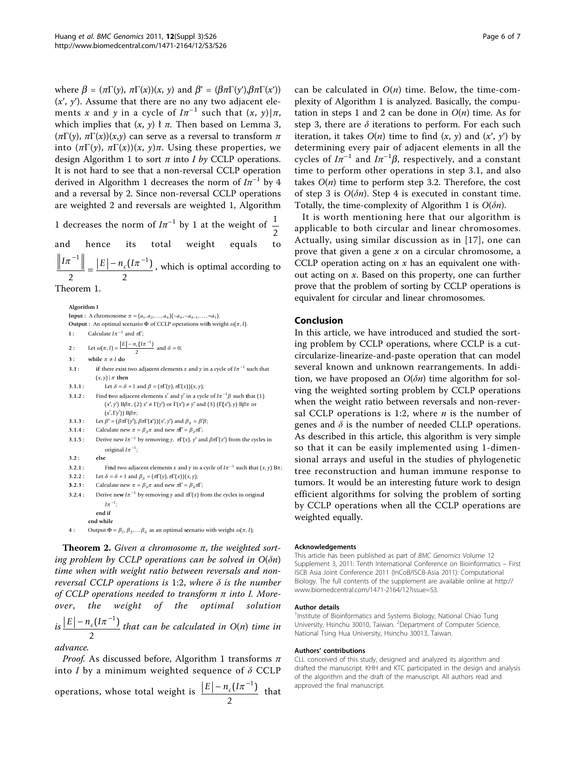where $\beta = (\pi\Gamma(y), \pi\Gamma(x))(x, y)$ and $\beta' = (\beta\pi\Gamma(y'),\beta\pi\Gamma(x'))(x', y')$. Assume that there are no any two adjacent elements $x$ and $y$ in a cycle of $I\pi^{-1}$ such that $(x, y)|\pi$, which implies that $(x, y) \nmid \pi$. Then based on Lemma 3, $(\pi\Gamma(y), \pi\Gamma(x))(x,y)$ can serve as a reversal to transform $\pi$ into $(\pi\Gamma(y), \pi\Gamma(x))(x, y)\pi$. Using these properties, we design Algorithm 1 to sort $\pi$ into $I$ by CCLP operations. It is not hard to see that a non-reversal CCLP operation derived in Algorithm 1 decreases the norm of $I\pi^{-1}$ by 4 and a reversal by 2. Since non-reversal CCLP operations are weighted 2 and reversals are weighted 1, Algorithm 1 decreases the norm of $I\pi^{-1}$ by 1 at the weight of $\frac{1}{2}$ and hence its total weight equals to $\frac{\|I\pi^{-1}\|}{2} = \frac{|E| - n_c(I\pi^{-1})}{2}$, which is optimal according to Theorem 1.

**Algorithm 1**

**Input :** A chromosome $\pi = (a_1, a_2, \ldots, a_n)(-a_n, -a_{n-1}, \ldots, -a_1)$.
**Output :** An optimal scenario $\Phi$ of CCLP operations with weight $\omega(\pi, I)$.

- **1 :** Calculate $I\pi^{-1}$ and $\pi\Gamma$;
- **2 :** Let $\omega(\pi, I) = \frac{|E| - n_c(I\pi^{-1})}{2}$ and $\delta = 0$;
- **3 :** **while** $\pi \neq I$ **do**
  - **3.1 :** **if** there exist two adjacent elements $x$ and $y$ in a cycle of $I\pi^{-1}$ such that $(x, y) | \pi$ **then**
    - **3.1.1 :** Let $\delta = \delta + 1$ and $\beta = (\pi\Gamma(y), \pi\Gamma(x))(x, y)$;
    - **3.1.2 :** Find two adjacent elements $x'$ and $y'$ in a cycle of $I\pi^{-1}\beta$ such that (1) $(x', y')$ B$\beta\pi$, (2) $x' \neq \Gamma(y')$ or $\Gamma(x') \neq y'$ and (3) $(\Gamma(x'), y)$ B$\beta\pi$ or $(x', \Gamma y')$) B$\beta\pi$;
    - **3.1.3 :** Let $\beta' = (\beta\pi\Gamma(y'), \beta\pi\Gamma(x'))(x', y')$ and $\beta_\delta = \beta'\beta$;
    - **3.1.4 :** Calculate new $\pi = \beta_\delta\pi$ and new $\pi\Gamma = \beta_\delta\pi\Gamma$;
    - **3.1.5 :** Derive new $I\pi^{-1}$ by removing $y$, $\pi\Gamma(x)$, $y'$ and $\beta\pi\Gamma(x')$ from the cycles in original $I\pi^{-1}$;
  - **3.2 :** **else**
    - **3.2.1 :** Find two adjacent elements $x$ and $y$ in a cycle of $I\pi^{-1}$ such that $(x, y)$ B$\pi$;
    - **3.2.2 :** Let $\delta = \delta + 1$ and $\beta_\delta = (\pi\Gamma(y), \pi\Gamma(x))(x, y)$;
    - **3.2.3 :** Calculate new $\pi = \beta_\delta\pi$ and new $\pi\Gamma = \beta_\delta\pi\Gamma$;
    - **3.2.4 :** Derive new $I\pi^{-1}$ by removing $y$ and $\pi\Gamma(x)$ from the cycles in original $I\pi^{-1}$;
  - **end if**
- **end while**
- **4 :** Output $\Phi = \beta_1, \beta_2, \ldots \beta_\delta$ as an optimal scenario with weight $\omega(\pi, I)$;

**Theorem 2.** *Given a chromosome $\pi$, the weighted sorting problem by CCLP operations can be solved in $O(\delta n)$ time when with weight ratio between reversals and non-reversal CCLP operations is 1:2, where $\delta$ is the number of CCLP operations needed to transform $\pi$ into I. Moreover, the weight of the optimal solution is $\frac{|E| - n_c(I\pi^{-1})}{2}$ that can be calculated in $O(n)$ time in advance.*

*Proof.* As discussed before, Algorithm 1 transforms $\pi$ into $I$ by a minimum weighted sequence of $\delta$ CCLP operations, whose total weight is $\frac{|E| - n_c(I\pi^{-1})}{2}$ that can be calculated in $O(n)$ time. Below, the time-complexity of Algorithm 1 is analyzed. Basically, the computation in steps 1 and 2 can be done in $O(n)$ time. As for step 3, there are $\delta$ iterations to perform. For each such iteration, it takes $O(n)$ time to find $(x, y)$ and $(x', y')$ by determining every pair of adjacent elements in all the cycles of $I\pi^{-1}$ and $I\pi^{-1}\beta$, respectively, and a constant time to perform other operations in step 3.1, and also takes $O(n)$ time to perform step 3.2. Therefore, the cost of step 3 is $O(\delta n)$. Step 4 is executed in constant time. Totally, the time-complexity of Algorithm 1 is $O(\delta n)$.

It is worth mentioning here that our algorithm is applicable to both circular and linear chromosomes. Actually, using similar discussion as in [17], one can prove that given a gene $x$ on a circular chromosome, a CCLP operation acting on $x$ has an equivalent one without acting on $x$. Based on this property, one can further prove that the problem of sorting by CCLP operations is equivalent for circular and linear chromosomes.

## Conclusion

In this article, we have introduced and studied the sorting problem by CCLP operations, where CCLP is a cut-circularize-linearize-and-paste operation that can model several known and unknown rearrangements. In addition, we have proposed an $O(\delta n)$ time algorithm for solving the weighted sorting problem by CCLP operations when the weight ratio between reversals and non-reversal CCLP operations is 1:2, where $n$ is the number of genes and $\delta$ is the number of needed CLLP operations. As described in this article, this algorithm is very simple so that it can be easily implemented using 1-dimensional arrays and useful in the studies of phylogenetic tree reconstruction and human immune response to tumors. It would be an interesting future work to design efficient algorithms for solving the problem of sorting by CCLP operations when all the CCLP operations are weighted equally.

#### Acknowledgements

This article has been published as part of *BMC Genomics* Volume 12 Supplement 3, 2011: Tenth International Conference on Bioinformatics – First ISCB Asia Joint Conference 2011 (InCoB/ISCB-Asia 2011): Computational Biology. The full contents of the supplement are available online at http://www.biomedcentral.com/1471-2164/12?issue=S3.

#### Author details

[1]Institute of Bioinformatics and Systems Biology, National Chiao Tung University, Hsinchu 30010, Taiwan. [2]Department of Computer Science, National Tsing Hua University, Hsinchu 30013, Taiwan.

#### Authors' contributions

CLL conceived of this study, designed and analyzed its algorithm and drafted the manuscript. KHH and KTC participated in the design and analysis of the algorithm and the draft of the manuscript. All authors read and approved the final manuscript.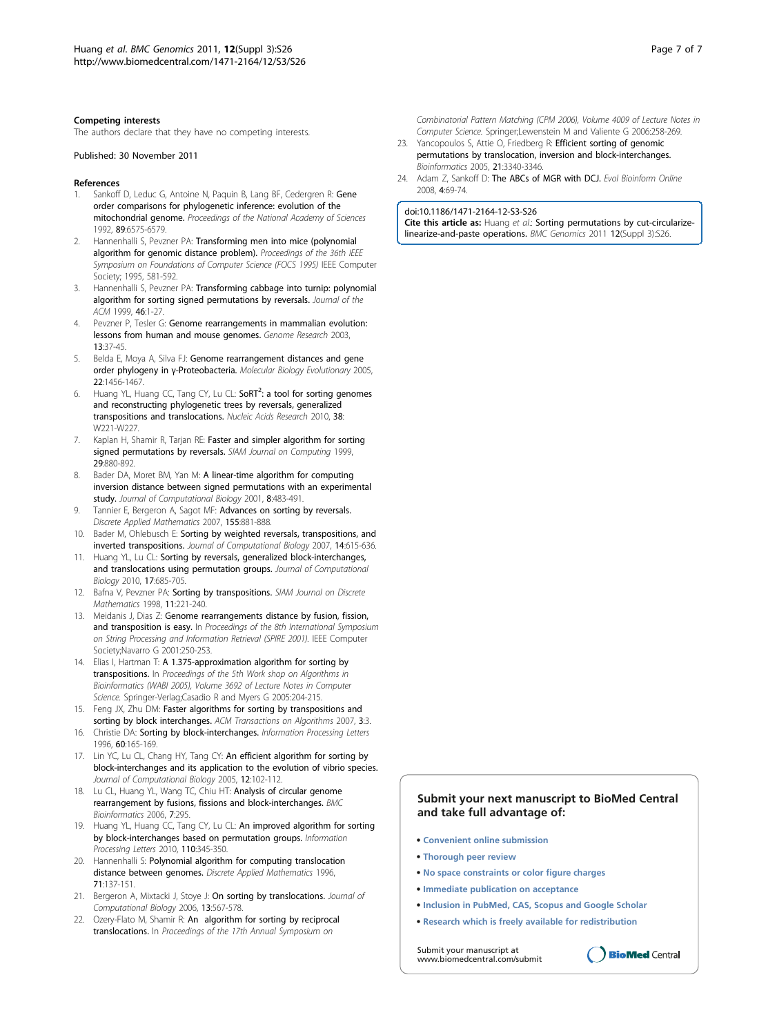### Competing interests

The authors declare that they have no competing interests.

Published: 30 November 2011

### References

1. Sankoff D, Leduc G, Antoine N, Paquin B, Lang BF, Cedergren R: **Gene order comparisons for phylogenetic inference: evolution of the mitochondrial genome.** *Proceedings of the National Academy of Sciences* 1992, **89**:6575-6579.
2. Hannenhalli S, Pevzner PA: **Transforming men into mice (polynomial algorithm for genomic distance problem).** *Proceedings of the 36th IEEE Symposium on Foundations of Computer Science (FOCS 1995)* IEEE Computer Society; 1995, 581-592.
3. Hannenhalli S, Pevzner PA: **Transforming cabbage into turnip: polynomial algorithm for sorting signed permutations by reversals.** *Journal of the ACM* 1999, **46**:1-27.
4. Pevzner P, Tesler G: **Genome rearrangements in mammalian evolution: lessons from human and mouse genomes.** *Genome Research* 2003, **13**:37-45.
5. Belda E, Moya A, Silva FJ: **Genome rearrangement distances and gene order phylogeny in γ-Proteobacteria.** *Molecular Biology Evolutionary* 2005, **22**:1456-1467.
6. Huang YL, Huang CC, Tang CY, Lu CL: **SoRT$^2$: a tool for sorting genomes and reconstructing phylogenetic trees by reversals, generalized transpositions and translocations.** *Nucleic Acids Research* 2010, **38**: W221-W227.
7. Kaplan H, Shamir R, Tarjan RE: **Faster and simpler algorithm for sorting signed permutations by reversals.** *SIAM Journal on Computing* 1999, **29**:880-892.
8. Bader DA, Moret BM, Yan M: **A linear-time algorithm for computing inversion distance between signed permutations with an experimental study.** *Journal of Computational Biology* 2001, **8**:483-491.
9. Tannier E, Bergeron A, Sagot MF: **Advances on sorting by reversals.** *Discrete Applied Mathematics* 2007, **155**:881-888.
10. Bader M, Ohlebusch E: **Sorting by weighted reversals, transpositions, and inverted transpositions.** *Journal of Computational Biology* 2007, **14**:615-636.
11. Huang YL, Lu CL: **Sorting by reversals, generalized block-interchanges, and translocations using permutation groups.** *Journal of Computational Biology* 2010, **17**:685-705.
12. Bafna V, Pevzner PA: **Sorting by transpositions.** *SIAM Journal on Discrete Mathematics* 1998, **11**:221-240.
13. Meidanis J, Dias Z: **Genome rearrangements distance by fusion, fission, and transposition is easy.** In *Proceedings of the 8th International Symposium on String Processing and Information Retrieval (SPIRE 2001).* IEEE Computer Society;Navarro G 2001:250-253.
14. Elias I, Hartman T: **A 1.375-approximation algorithm for sorting by transpositions.** In *Proceedings of the 5th Work shop on Algorithms in Bioinformatics (WABI 2005), Volume 3692 of Lecture Notes in Computer Science.* Springer-Verlag;Casadio R and Myers G 2005:204-215.
15. Feng JX, Zhu DM: **Faster algorithms for sorting by transpositions and sorting by block interchanges.** *ACM Transactions on Algorithms* 2007, **3**:3.
16. Christie DA: **Sorting by block-interchanges.** *Information Processing Letters* 1996, **60**:165-169.
17. Lin YC, Lu CL, Chang HY, Tang CY: **An efficient algorithm for sorting by block-interchanges and its application to the evolution of vibrio species.** *Journal of Computational Biology* 2005, **12**:102-112.
18. Lu CL, Huang YL, Wang TC, Chiu HT: **Analysis of circular genome rearrangement by fusions, fissions and block-interchanges.** *BMC Bioinformatics* 2006, **7**:295.
19. Huang YL, Huang CC, Tang CY, Lu CL: **An improved algorithm for sorting by block-interchanges based on permutation groups.** *Information Processing Letters* 2010, **110**:345-350.
20. Hannenhalli S: **Polynomial algorithm for computing translocation distance between genomes.** *Discrete Applied Mathematics* 1996, **71**:137-151.
21. Bergeron A, Mixtacki J, Stoye J: **On sorting by translocations.** *Journal of Computational Biology* 2006, **13**:567-578.
22. Ozery-Flato M, Shamir R: **An algorithm for sorting by reciprocal translocations.** In *Proceedings of the 17th Annual Symposium on Combinatorial Pattern Matching (CPM 2006), Volume 4009 of Lecture Notes in Computer Science.* Springer;Lewenstein M and Valiente G 2006:258-269.
23. Yancopoulos S, Attie O, Friedberg R: **Efficient sorting of genomic permutations by translocation, inversion and block-interchanges.** *Bioinformatics* 2005, **21**:3340-3346.
24. Adam Z, Sankoff D: **The ABCs of MGR with DCJ.** *Evol Bioinform Online* 2008, **4**:69-74.

doi:10.1186/1471-2164-12-S3-S26

**Cite this article as:** Huang *et al.*: Sorting permutations by cut-circularize-linearize-and-paste operations. *BMC Genomics* 2011 **12**(Suppl 3):S26.

**Submit your next manuscript to BioMed Central and take full advantage of:**

- Convenient online submission
- Thorough peer review
- No space constraints or color figure charges
- Immediate publication on acceptance
- Inclusion in PubMed, CAS, Scopus and Google Scholar
- Research which is freely available for redistribution

Submit your manuscript at www.biomedcentral.com/submit

BioMed Central